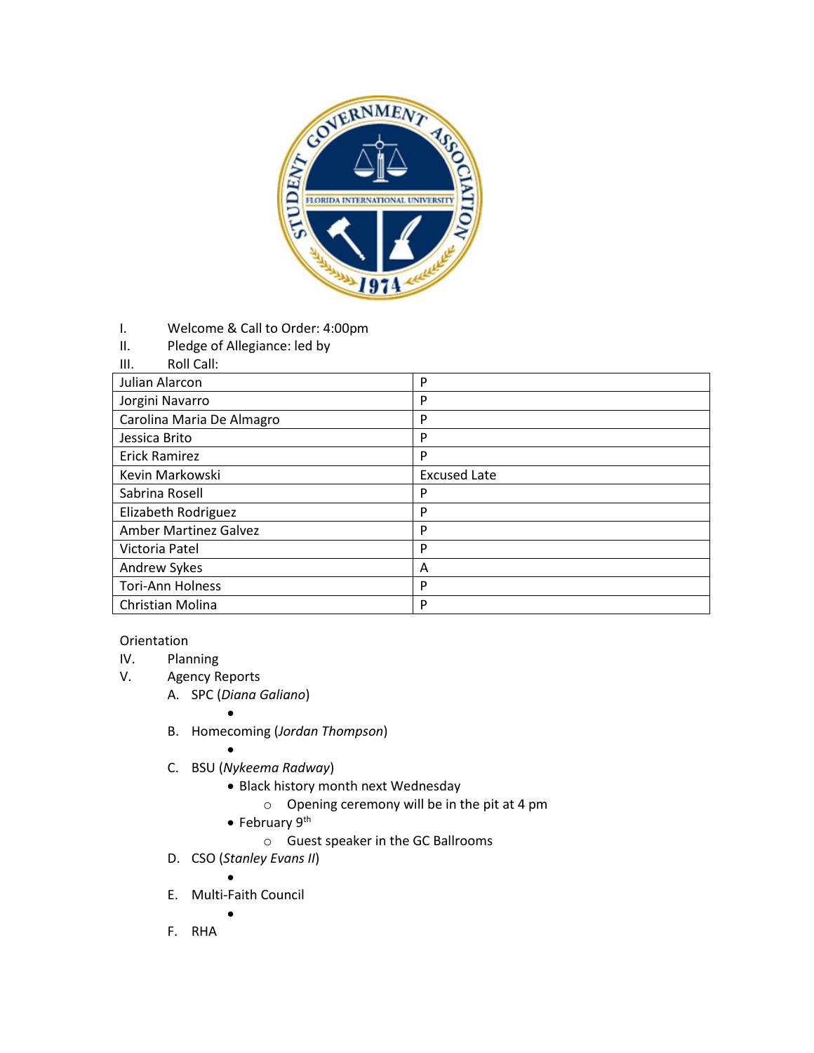I. Welcome & Call to Order: 4:00pm

II. Pledge of Allegiance: led by

III. Roll Call:

| | |
|---|---|
| Julian Alarcon | P |
| Jorgini Navarro | P |
| Carolina Maria De Almagro | P |
| Jessica Brito | P |
| Erick Ramirez | P |
| Kevin Markowski | Excused Late |
| Sabrina Rosell | P |
| Elizabeth Rodriguez | P |
| Amber Martinez Galvez | P |
| Victoria Patel | P |
| Andrew Sykes | A |
| Tori-Ann Holness | P |
| Christian Molina | P |

Orientation

IV. Planning

V. Agency Reports

A. SPC (*Diana Galiano*)

-

B. Homecoming (*Jordan Thompson*)

-

C. BSU (*Nykeema Radway*)

- Black history month next Wednesday
  - Opening ceremony will be in the pit at 4 pm
- February 9th
  - Guest speaker in the GC Ballrooms

D. CSO (*Stanley Evans II*)

-

E. Multi-Faith Council

-

F. RHA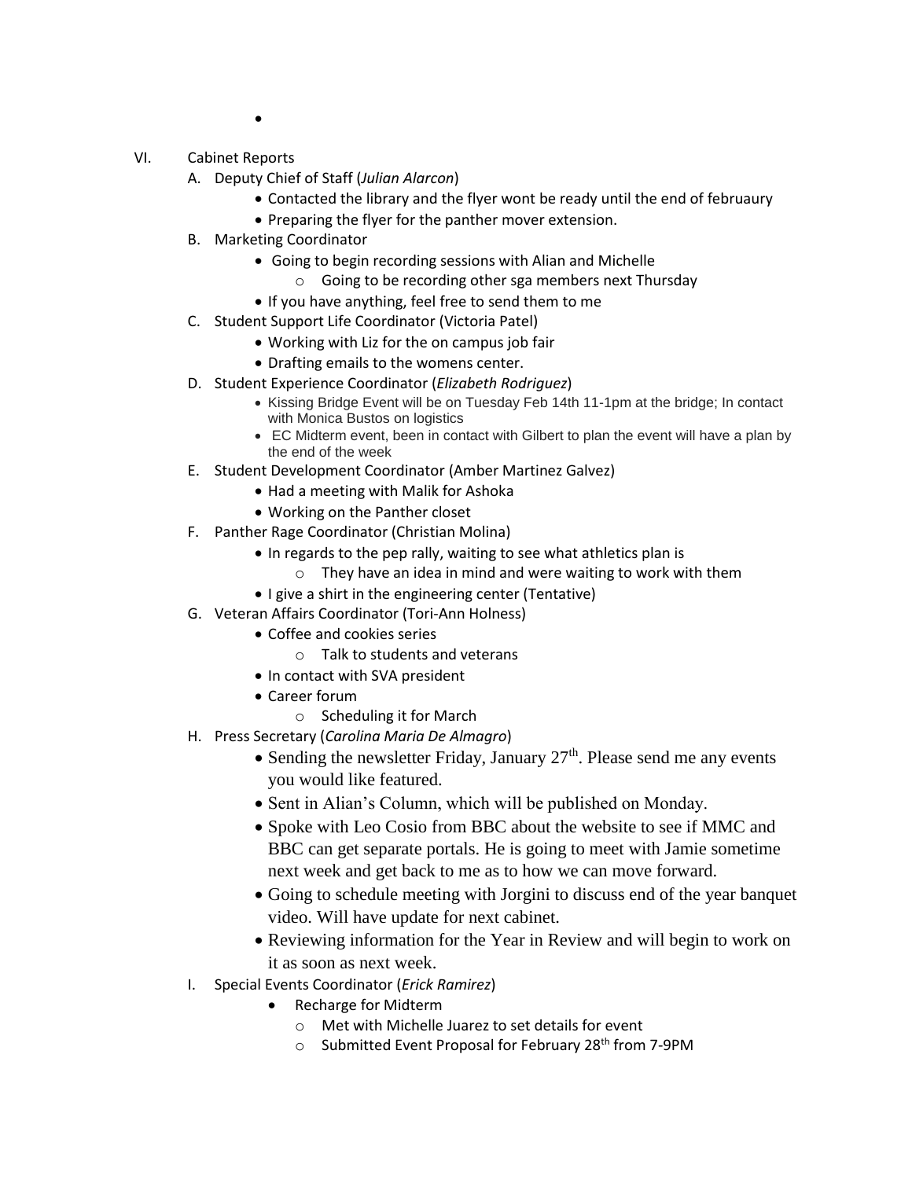-

VI. Cabinet Reports

A. Deputy Chief of Staff (*Julian Alarcon*)
- Contacted the library and the flyer wont be ready until the end of februaury
- Preparing the flyer for the panther mover extension.

B. Marketing Coordinator
- Going to begin recording sessions with Alian and Michelle
  - Going to be recording other sga members next Thursday
- If you have anything, feel free to send them to me

C. Student Support Life Coordinator (Victoria Patel)
- Working with Liz for the on campus job fair
- Drafting emails to the womens center.

D. Student Experience Coordinator (*Elizabeth Rodriguez*)
- Kissing Bridge Event will be on Tuesday Feb 14th 11-1pm at the bridge; In contact with Monica Bustos on logistics
- EC Midterm event, been in contact with Gilbert to plan the event will have a plan by the end of the week

E. Student Development Coordinator (Amber Martinez Galvez)
- Had a meeting with Malik for Ashoka
- Working on the Panther closet

F. Panther Rage Coordinator (Christian Molina)
- In regards to the pep rally, waiting to see what athletics plan is
  - They have an idea in mind and were waiting to work with them
- I give a shirt in the engineering center (Tentative)

G. Veteran Affairs Coordinator (Tori-Ann Holness)
- Coffee and cookies series
  - Talk to students and veterans
- In contact with SVA president
- Career forum
  - Scheduling it for March

H. Press Secretary (*Carolina Maria De Almagro*)
- Sending the newsletter Friday, January 27th. Please send me any events you would like featured.
- Sent in Alian's Column, which will be published on Monday.
- Spoke with Leo Cosio from BBC about the website to see if MMC and BBC can get separate portals. He is going to meet with Jamie sometime next week and get back to me as to how we can move forward.
- Going to schedule meeting with Jorgini to discuss end of the year banquet video. Will have update for next cabinet.
- Reviewing information for the Year in Review and will begin to work on it as soon as next week.

I. Special Events Coordinator (*Erick Ramirez*)
- Recharge for Midterm
  - Met with Michelle Juarez to set details for event
  - Submitted Event Proposal for February 28th from 7-9PM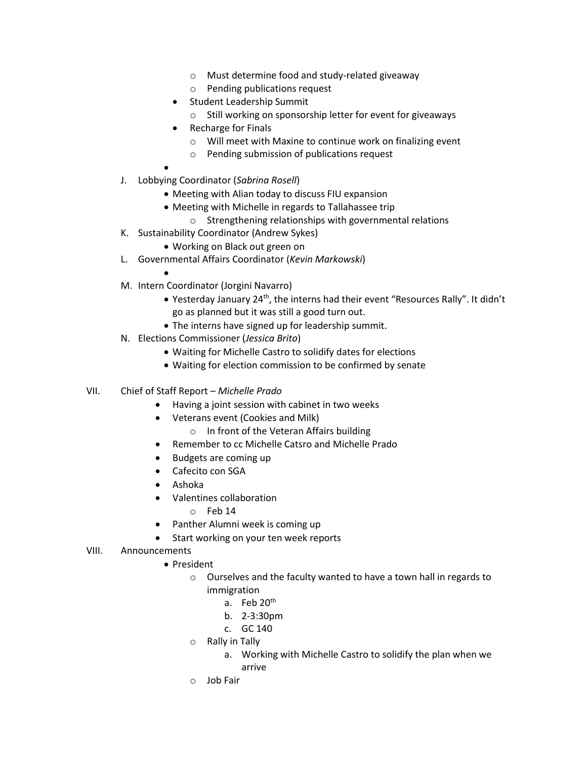- Must determine food and study-related giveaway
   - Pending publications request
- Student Leadership Summit
   - Still working on sponsorship letter for event for giveaways
- Recharge for Finals
   - Will meet with Maxine to continue work on finalizing event
   - Pending submission of publications request
- 

J. Lobbying Coordinator (*Sabrina Rosell*)
   - Meeting with Alian today to discuss FIU expansion
   - Meeting with Michelle in regards to Tallahassee trip
      - Strengthening relationships with governmental relations

K. Sustainability Coordinator (Andrew Sykes)
   - Working on Black out green on

L. Governmental Affairs Coordinator (*Kevin Markowski*)
   - 

M. Intern Coordinator (Jorgini Navarro)
   - Yesterday January 24th, the interns had their event "Resources Rally". It didn't go as planned but it was still a good turn out.
   - The interns have signed up for leadership summit.

N. Elections Commissioner (*Jessica Brito*)
   - Waiting for Michelle Castro to solidify dates for elections
   - Waiting for election commission to be confirmed by senate

VII. Chief of Staff Report – *Michelle Prado*
   - Having a joint session with cabinet in two weeks
   - Veterans event (Cookies and Milk)
      - In front of the Veteran Affairs building
   - Remember to cc Michelle Catsro and Michelle Prado
   - Budgets are coming up
   - Cafecito con SGA
   - Ashoka
   - Valentines collaboration
      - Feb 14
   - Panther Alumni week is coming up
   - Start working on your ten week reports

VIII. Announcements
   - President
      - Ourselves and the faculty wanted to have a town hall in regards to immigration
         a. Feb 20th
         b. 2-3:30pm
         c. GC 140
      - Rally in Tally
         a. Working with Michelle Castro to solidify the plan when we arrive
      - Job Fair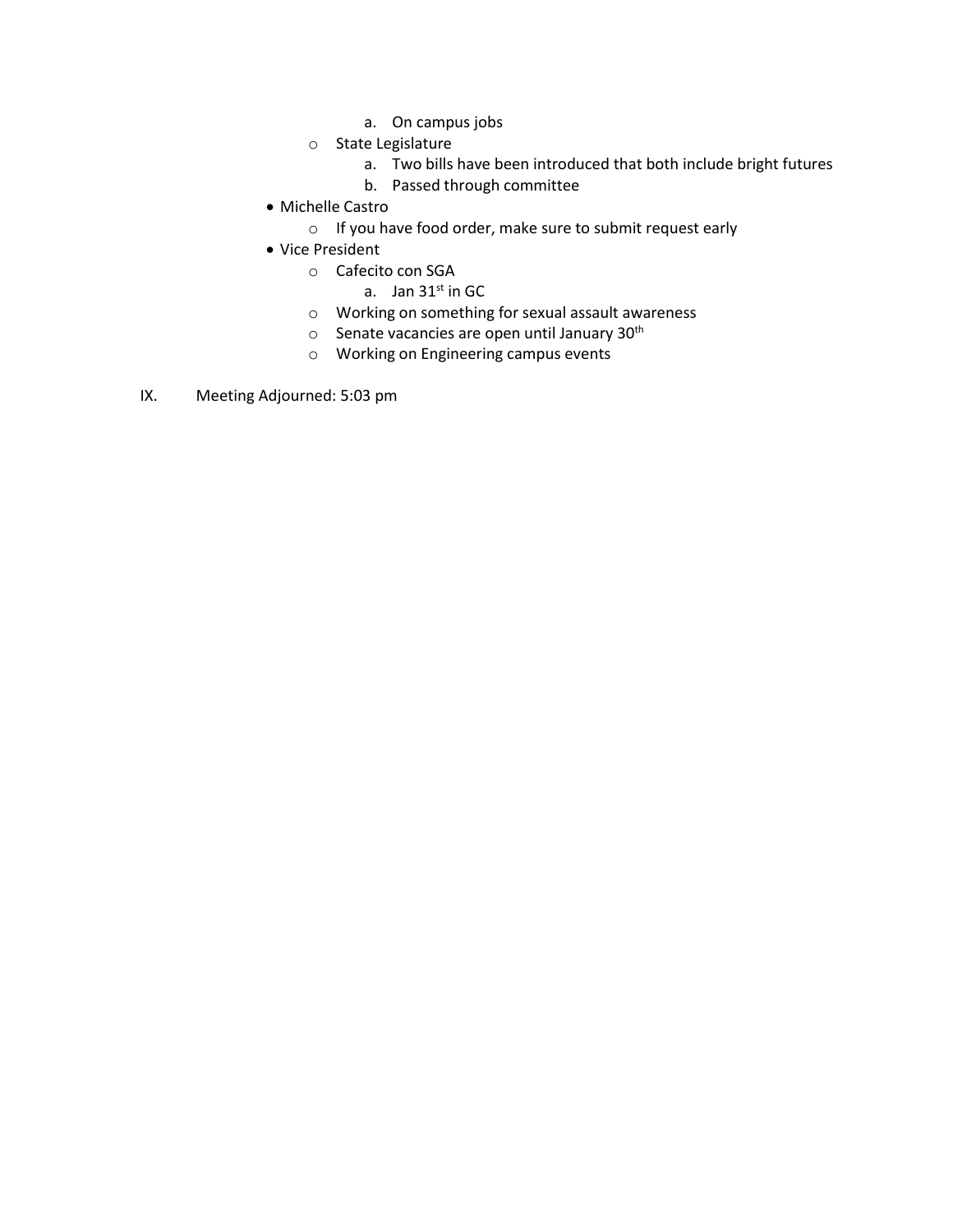a. On campus jobs
   - State Legislature
      a. Two bills have been introduced that both include bright futures
      b. Passed through committee
- Michelle Castro
   - If you have food order, make sure to submit request early
- Vice President
   - Cafecito con SGA
      a. Jan 31st in GC
   - Working on something for sexual assault awareness
   - Senate vacancies are open until January 30th
   - Working on Engineering campus events

IX. Meeting Adjourned: 5:03 pm